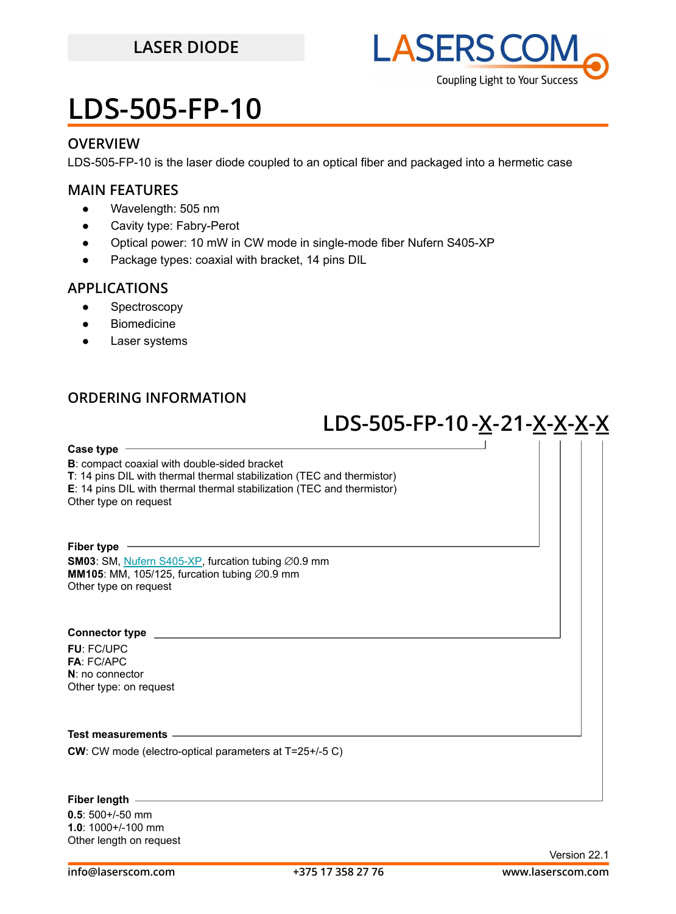LASER DIODE

LASERSCOM
Coupling Light to Your Success

# LDS-505-FP-10

## OVERVIEW

LDS-505-FP-10 is the laser diode coupled to an optical fiber and packaged into a hermetic case

## MAIN FEATURES

- Wavelength: 505 nm
- Cavity type: Fabry-Perot
- Optical power: 10 mW in CW mode in single-mode fiber Nufern S405-XP
- Package types: coaxial with bracket, 14 pins DIL

## APPLICATIONS

- Spectroscopy
- Biomedicine
- Laser systems

## ORDERING INFORMATION

**LDS-505-FP-10-X-21-X-X-X-X**

**Case type**

**B**: compact coaxial with double-sided bracket
**T**: 14 pins DIL with thermal thermal stabilization (TEC and thermistor)
**E**: 14 pins DIL with thermal thermal stabilization (TEC and thermistor)
Other type on request

**Fiber type**

**SM03**: SM, Nufern S405-XP, furcation tubing ∅0.9 mm
**MM105**: MM, 105/125, furcation tubing ∅0.9 mm
Other type on request

**Connector type**

**FU**: FC/UPC
**FA**: FC/APC
**N**: no connector
Other type: on request

**Test measurements**

**CW**: CW mode (electro-optical parameters at T=25+/-5 C)

**Fiber length**

**0.5**: 500+/-50 mm
**1.0**: 1000+/-100 mm
Other length on request

Version 22.1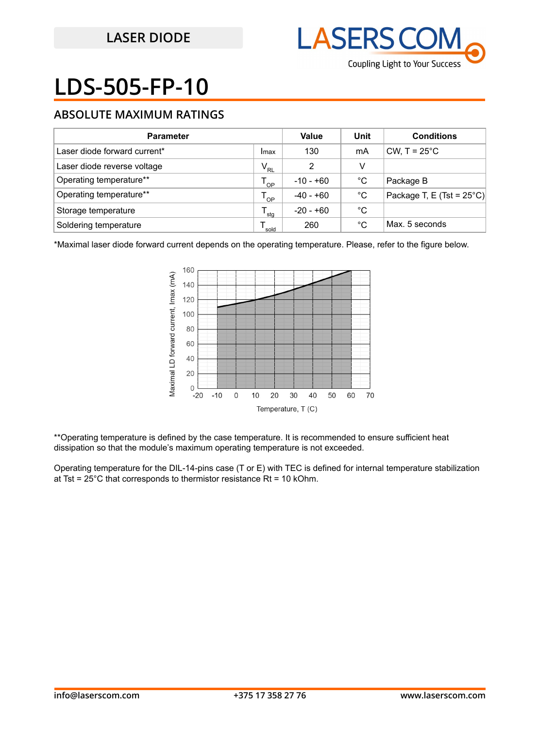# LDS-505-FP-10

## ABSOLUTE MAXIMUM RATINGS

| Parameter | | Value | Unit | Conditions |
|---|---|---|---|---|
| Laser diode forward current* | $I_{max}$ | 130 | mA | CW, T = 25°C |
| Laser diode reverse voltage | $V_{RL}$ | 2 | V | |
| Operating temperature** | $T_{OP}$ | -10 - +60 | °C | Package B |
| Operating temperature** | $T_{OP}$ | -40 - +60 | °C | Package T, E (Tst = 25°C) |
| Storage temperature | $T_{stg}$ | -20 - +60 | °C | |
| Soldering temperature | $T_{sold}$ | 260 | °C | Max. 5 seconds |

*Maximal laser diode forward current depends on the operating temperature. Please, refer to the figure below.

**Operating temperature is defined by the case temperature. It is recommended to ensure sufficient heat dissipation so that the module's maximum operating temperature is not exceeded.

Operating temperature for the DIL-14-pins case (T or E) with TEC is defined for internal temperature stabilization at Tst = 25°C that corresponds to thermistor resistance Rt = 10 kOhm.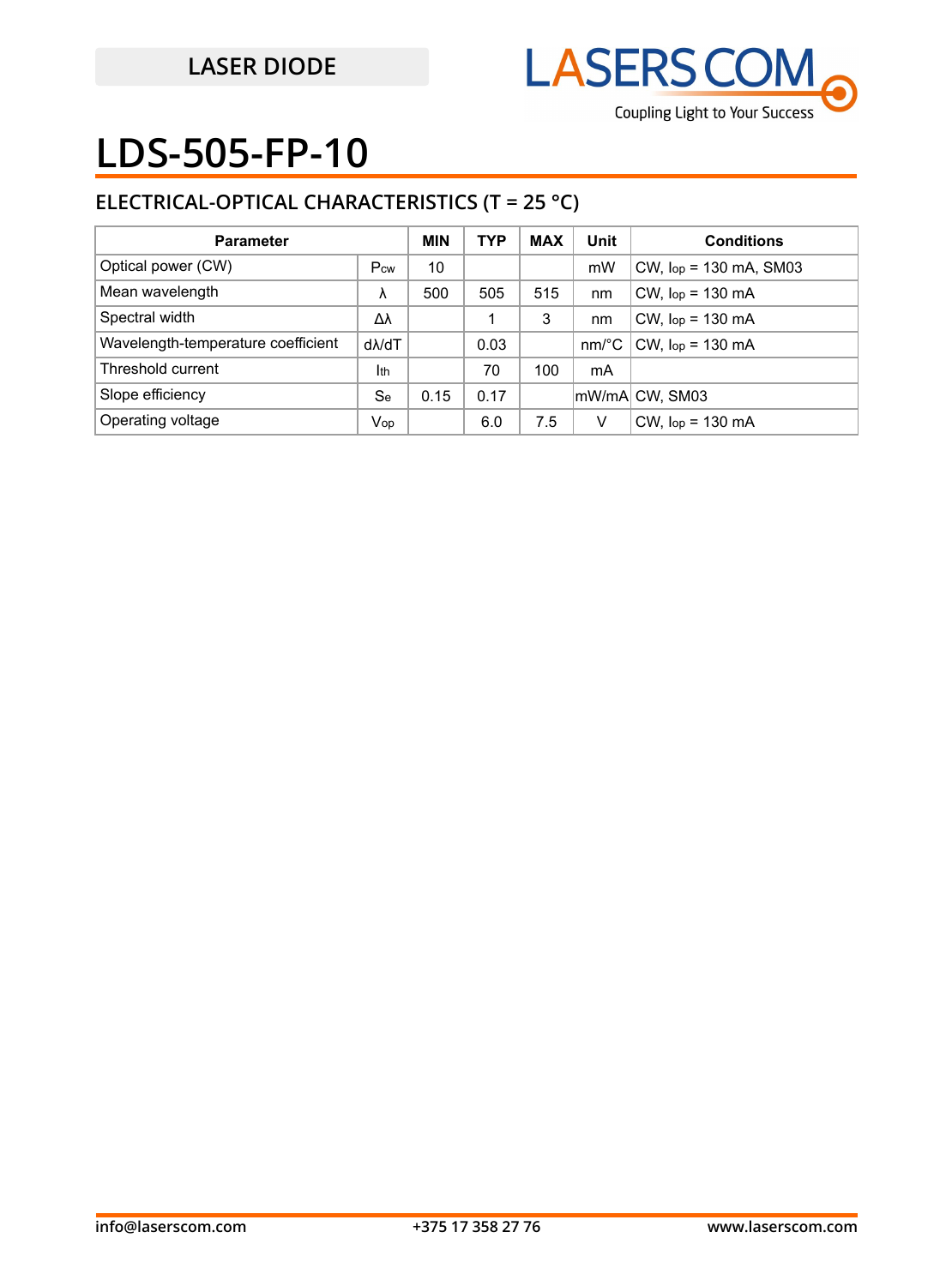LASER DIODE

# LDS-505-FP-10

## ELECTRICAL-OPTICAL CHARACTERISTICS (T = 25 °C)

| Parameter | | MIN | TYP | MAX | Unit | Conditions |
|---|---|---|---|---|---|---|
| Optical power (CW) | $P_{cw}$ | 10 | | | mW | CW, $I_{op}$ = 130 mA, SM03 |
| Mean wavelength | λ | 500 | 505 | 515 | nm | CW, $I_{op}$ = 130 mA |
| Spectral width | Δλ | | 1 | 3 | nm | CW, $I_{op}$ = 130 mA |
| Wavelength-temperature coefficient | dλ/dT | | 0.03 | | nm/°C | CW, $I_{op}$ = 130 mA |
| Threshold current | $I_{th}$ | | 70 | 100 | mA | |
| Slope efficiency | $S_e$ | 0.15 | 0.17 | | mW/mA | CW, SM03 |
| Operating voltage | $V_{op}$ | | 6.0 | 7.5 | V | CW, $I_{op}$ = 130 mA |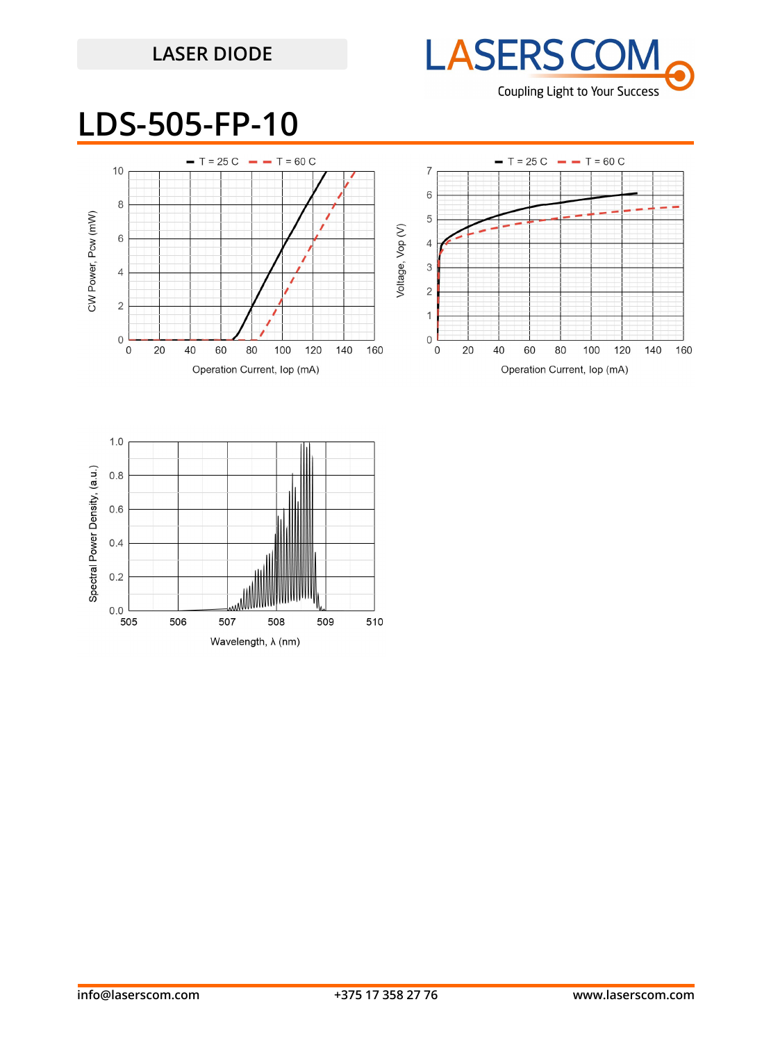LASER DIODE

# LDS-505-FP-10

T = 25 C  T = 60 C

CW Power, Pcw (mW)

Operation Current, Iop (mA)

T = 25 C  T = 60 C

Voltage, Vop (V)

Operation Current, Iop (mA)

Spectral Power Density, (a.u.)

Wavelength, λ (nm)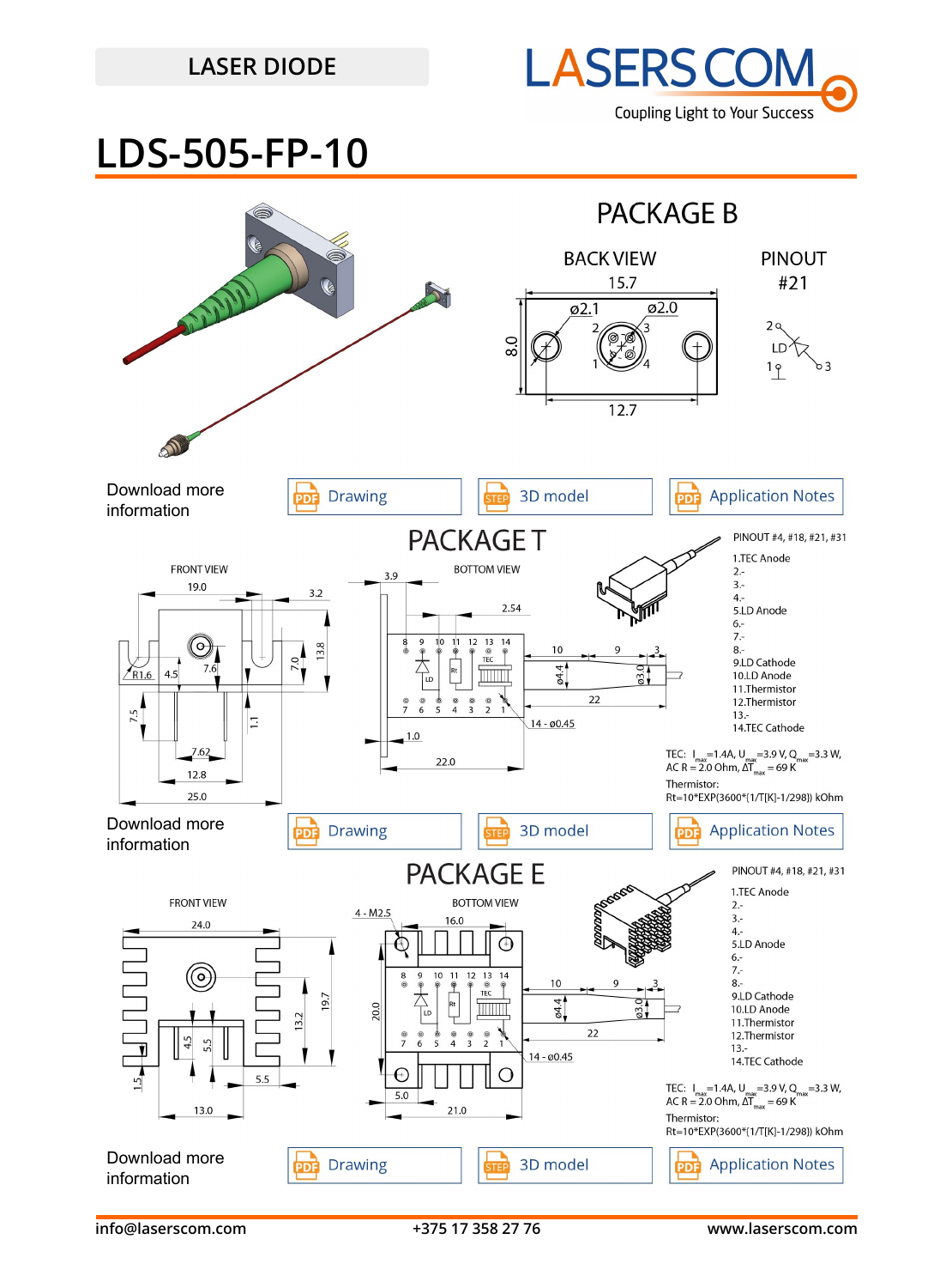LASER DIODE

# LDS-505-FP-10

## PACKAGE B

BACK VIEW

PINOUT #21

2 — LD — 3, 1

Download more information

Drawing | 3D model | Application Notes

## PACKAGE T

PINOUT #4, #18, #21, #31

1.TEC Anode
2.-
3.-
4.-
5.LD Anode
6.-
7.-
8.-
9.LD Cathode
10.LD Anode
11.Thermistor
12.Thermistor
13.-
14.TEC Cathode

TEC: $I_{max}$=1.4A, $U_{max}$=3.9 V, $Q_{max}$=3.3 W, AC R = 2.0 Ohm, $\Delta T_{max}$ = 69 K

Thermistor: Rt=10*EXP(3600*(1/T[K]-1/298)) kOhm

Download more information

Drawing | 3D model | Application Notes

## PACKAGE E

PINOUT #4, #18, #21, #31

1.TEC Anode
2.-
3.-
4.-
5.LD Anode
6.-
7.-
8.-
9.LD Cathode
10.LD Anode
11.Thermistor
12.Thermistor
13.-
14.TEC Cathode

TEC: $I_{max}$=1.4A, $U_{max}$=3.9 V, $Q_{max}$=3.3 W, AC R = 2.0 Ohm, $\Delta T_{max}$ = 69 K

Thermistor: Rt=10*EXP(3600*(1/T[K]-1/298)) kOhm

Download more information

Drawing | 3D model | Application Notes

info@laserscom.com | +375 17 358 27 76 | www.laserscom.com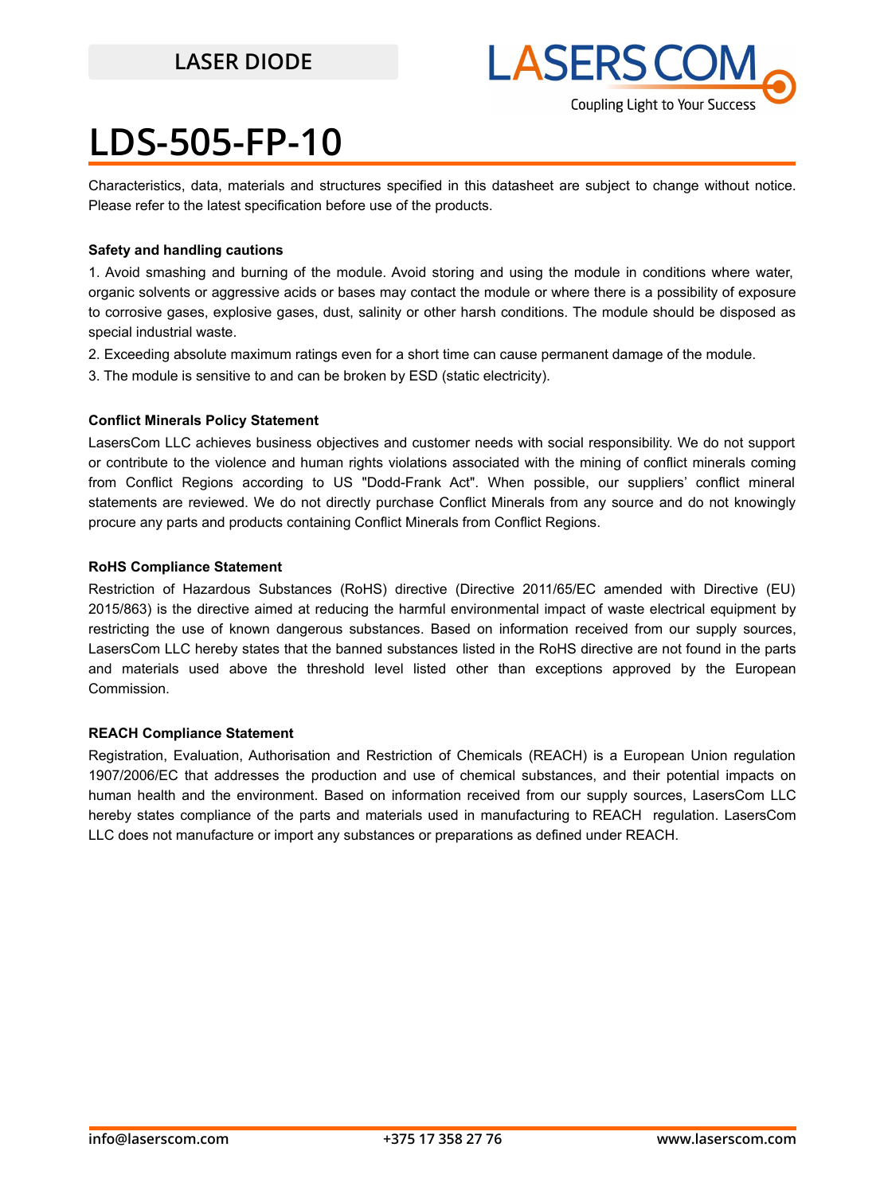# LDS-505-FP-10

Characteristics, data, materials and structures specified in this datasheet are subject to change without notice. Please refer to the latest specification before use of the products.

**Safety and handling cautions**

1. Avoid smashing and burning of the module. Avoid storing and using the module in conditions where water, organic solvents or aggressive acids or bases may contact the module or where there is a possibility of exposure to corrosive gases, explosive gases, dust, salinity or other harsh conditions. The module should be disposed as special industrial waste.
2. Exceeding absolute maximum ratings even for a short time can cause permanent damage of the module.
3. The module is sensitive to and can be broken by ESD (static electricity).

**Conflict Minerals Policy Statement**

LasersCom LLC achieves business objectives and customer needs with social responsibility. We do not support or contribute to the violence and human rights violations associated with the mining of conflict minerals coming from Conflict Regions according to US "Dodd-Frank Act". When possible, our suppliers' conflict mineral statements are reviewed. We do not directly purchase Conflict Minerals from any source and do not knowingly procure any parts and products containing Conflict Minerals from Conflict Regions.

**RoHS Compliance Statement**

Restriction of Hazardous Substances (RoHS) directive (Directive 2011/65/EC amended with Directive (EU) 2015/863) is the directive aimed at reducing the harmful environmental impact of waste electrical equipment by restricting the use of known dangerous substances. Based on information received from our supply sources, LasersCom LLC hereby states that the banned substances listed in the RoHS directive are not found in the parts and materials used above the threshold level listed other than exceptions approved by the European Commission.

**REACH Compliance Statement**

Registration, Evaluation, Authorisation and Restriction of Chemicals (REACH) is a European Union regulation 1907/2006/EC that addresses the production and use of chemical substances, and their potential impacts on human health and the environment. Based on information received from our supply sources, LasersCom LLC hereby states compliance of the parts and materials used in manufacturing to REACH regulation. LasersCom LLC does not manufacture or import any substances or preparations as defined under REACH.